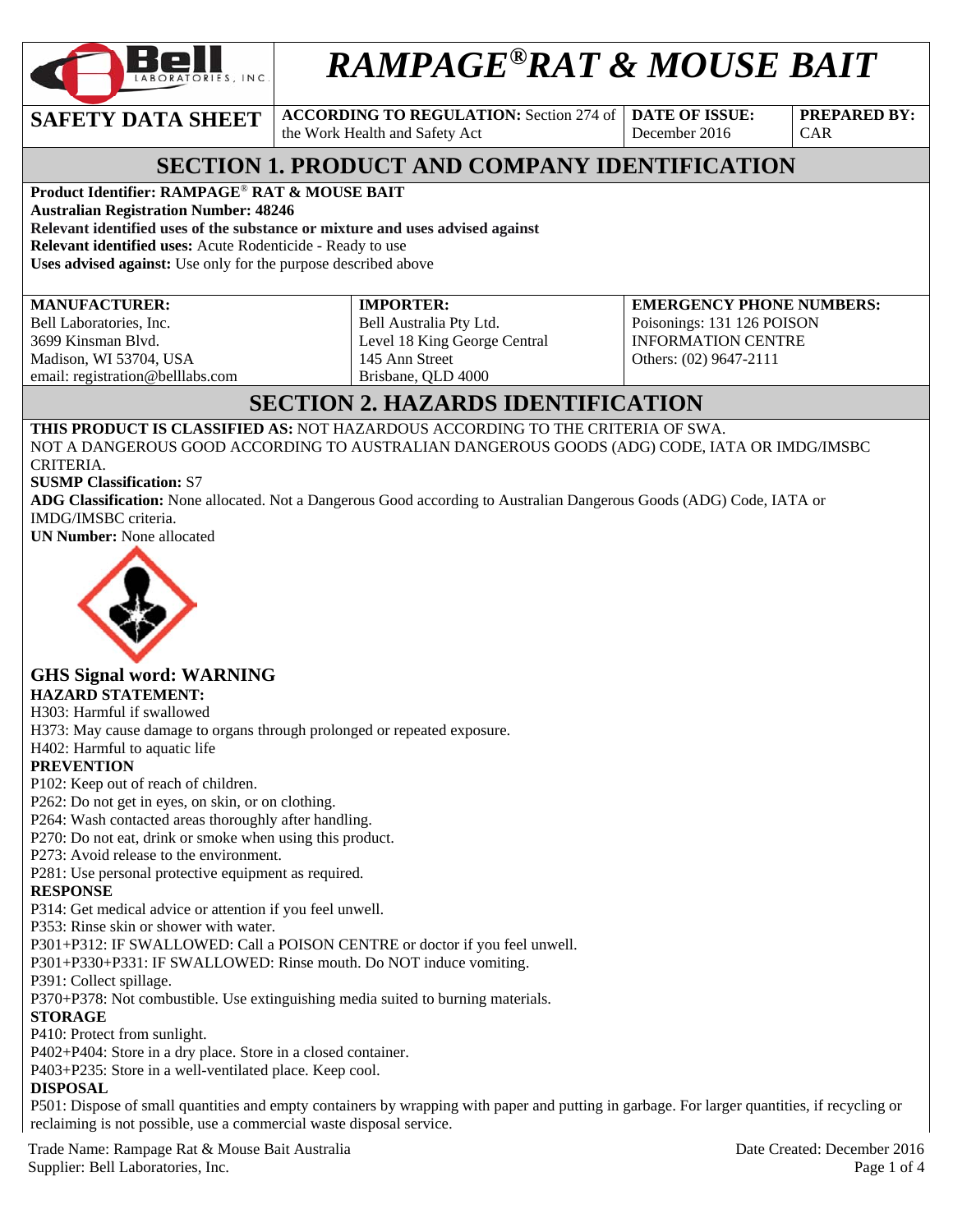# RAMPAGE® RAT & MOUSE BAIT

| SAFETY DATA SHEET | ACCORDING TO REGULATION: Section 274 of the Work Health and Safety Act | DATE OF ISSUE: December 2016 | PREPARED BY: CAR |
|---|---|---|---|

## SECTION 1. PRODUCT AND COMPANY IDENTIFICATION

**Product Identifier: RAMPAGE® RAT & MOUSE BAIT**
**Australian Registration Number: 48246**
**Relevant identified uses of the substance or mixture and uses advised against**
**Relevant identified uses:** Acute Rodenticide - Ready to use
**Uses advised against:** Use only for the purpose described above

| MANUFACTURER: | IMPORTER: | EMERGENCY PHONE NUMBERS: |
|---|---|---|
| Bell Laboratories, Inc.<br>3699 Kinsman Blvd.<br>Madison, WI 53704, USA<br>email: registration@belllabs.com | Bell Australia Pty Ltd.<br>Level 18 King George Central<br>145 Ann Street<br>Brisbane, QLD 4000 | Poisonings: 131 126 POISON INFORMATION CENTRE<br>Others: (02) 9647-2111 |

## SECTION 2. HAZARDS IDENTIFICATION

**THIS PRODUCT IS CLASSIFIED AS:** NOT HAZARDOUS ACCORDING TO THE CRITERIA OF SWA.
NOT A DANGEROUS GOOD ACCORDING TO AUSTRALIAN DANGEROUS GOODS (ADG) CODE, IATA OR IMDG/IMSBC CRITERIA.
**SUSMP Classification:** S7
**ADG Classification:** None allocated. Not a Dangerous Good according to Australian Dangerous Goods (ADG) Code, IATA or IMDG/IMSBC criteria.
**UN Number:** None allocated

### GHS Signal word: WARNING

**HAZARD STATEMENT:**
H303: Harmful if swallowed
H373: May cause damage to organs through prolonged or repeated exposure.
H402: Harmful to aquatic life

**PREVENTION**
P102: Keep out of reach of children.
P262: Do not get in eyes, on skin, or on clothing.
P264: Wash contacted areas thoroughly after handling.
P270: Do not eat, drink or smoke when using this product.
P273: Avoid release to the environment.
P281: Use personal protective equipment as required.

**RESPONSE**
P314: Get medical advice or attention if you feel unwell.
P353: Rinse skin or shower with water.
P301+P312: IF SWALLOWED: Call a POISON CENTRE or doctor if you feel unwell.
P301+P330+P331: IF SWALLOWED: Rinse mouth. Do NOT induce vomiting.
P391: Collect spillage.
P370+P378: Not combustible. Use extinguishing media suited to burning materials.

**STORAGE**
P410: Protect from sunlight.
P402+P404: Store in a dry place. Store in a closed container.
P403+P235: Store in a well-ventilated place. Keep cool.

**DISPOSAL**
P501: Dispose of small quantities and empty containers by wrapping with paper and putting in garbage. For larger quantities, if recycling or reclaiming is not possible, use a commercial waste disposal service.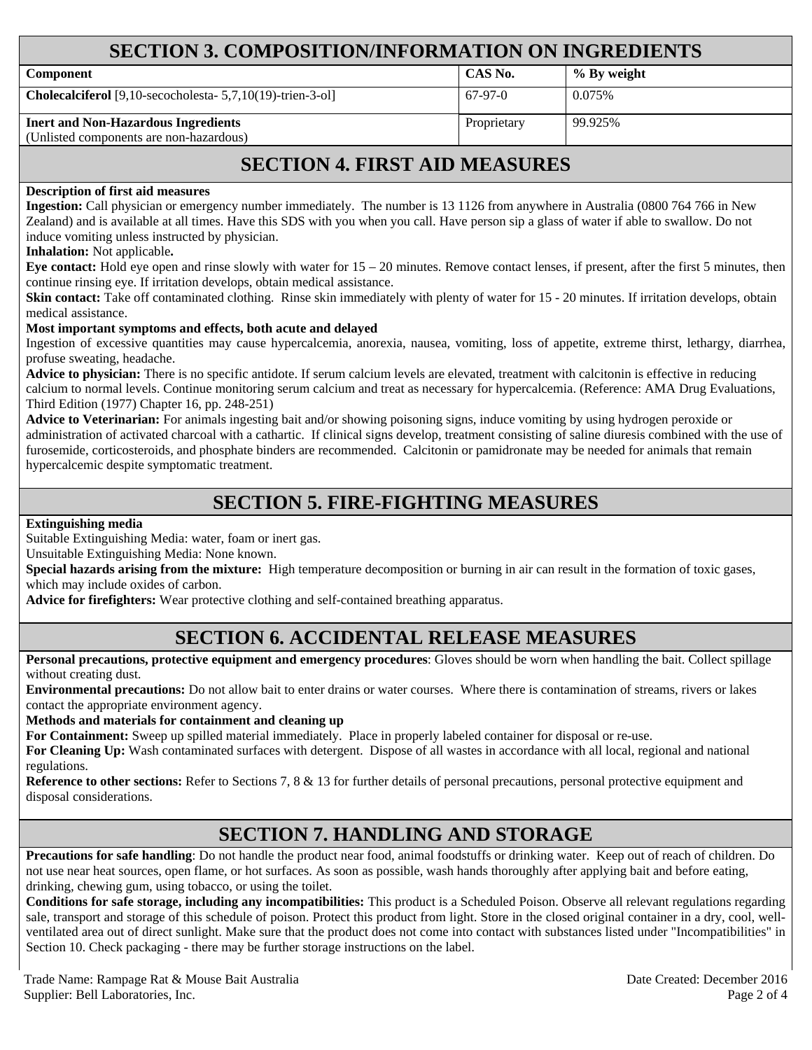## SECTION 3. COMPOSITION/INFORMATION ON INGREDIENTS

| Component | CAS No. | % By weight |
|---|---|---|
| **Cholecalciferol** [9,10-secocholesta- 5,7,10(19)-trien-3-ol] | 67-97-0 | 0.075% |
| **Inert and Non-Hazardous Ingredients** (Unlisted components are non-hazardous) | Proprietary | 99.925% |

## SECTION 4. FIRST AID MEASURES

**Description of first aid measures**

**Ingestion:** Call physician or emergency number immediately. The number is 13 1126 from anywhere in Australia (0800 764 766 in New Zealand) and is available at all times. Have this SDS with you when you call. Have person sip a glass of water if able to swallow. Do not induce vomiting unless instructed by physician.

**Inhalation:** Not applicable**.**

**Eye contact:** Hold eye open and rinse slowly with water for 15 – 20 minutes. Remove contact lenses, if present, after the first 5 minutes, then continue rinsing eye. If irritation develops, obtain medical assistance.

**Skin contact:** Take off contaminated clothing. Rinse skin immediately with plenty of water for 15 - 20 minutes. If irritation develops, obtain medical assistance.

**Most important symptoms and effects, both acute and delayed**

Ingestion of excessive quantities may cause hypercalcemia, anorexia, nausea, vomiting, loss of appetite, extreme thirst, lethargy, diarrhea, profuse sweating, headache.

**Advice to physician:** There is no specific antidote. If serum calcium levels are elevated, treatment with calcitonin is effective in reducing calcium to normal levels. Continue monitoring serum calcium and treat as necessary for hypercalcemia. (Reference: AMA Drug Evaluations, Third Edition (1977) Chapter 16, pp. 248-251)

**Advice to Veterinarian:** For animals ingesting bait and/or showing poisoning signs, induce vomiting by using hydrogen peroxide or administration of activated charcoal with a cathartic. If clinical signs develop, treatment consisting of saline diuresis combined with the use of furosemide, corticosteroids, and phosphate binders are recommended. Calcitonin or pamidronate may be needed for animals that remain hypercalcemic despite symptomatic treatment.

## SECTION 5. FIRE-FIGHTING MEASURES

**Extinguishing media**

Suitable Extinguishing Media: water, foam or inert gas.

Unsuitable Extinguishing Media: None known.

**Special hazards arising from the mixture:** High temperature decomposition or burning in air can result in the formation of toxic gases, which may include oxides of carbon.

**Advice for firefighters:** Wear protective clothing and self-contained breathing apparatus.

## SECTION 6. ACCIDENTAL RELEASE MEASURES

**Personal precautions, protective equipment and emergency procedures**: Gloves should be worn when handling the bait. Collect spillage without creating dust.

**Environmental precautions:** Do not allow bait to enter drains or water courses. Where there is contamination of streams, rivers or lakes contact the appropriate environment agency.

**Methods and materials for containment and cleaning up**

**For Containment:** Sweep up spilled material immediately. Place in properly labeled container for disposal or re-use.

**For Cleaning Up:** Wash contaminated surfaces with detergent. Dispose of all wastes in accordance with all local, regional and national regulations.

**Reference to other sections:** Refer to Sections 7, 8 & 13 for further details of personal precautions, personal protective equipment and disposal considerations.

## SECTION 7. HANDLING AND STORAGE

**Precautions for safe handling**: Do not handle the product near food, animal foodstuffs or drinking water. Keep out of reach of children. Do not use near heat sources, open flame, or hot surfaces. As soon as possible, wash hands thoroughly after applying bait and before eating, drinking, chewing gum, using tobacco, or using the toilet.

**Conditions for safe storage, including any incompatibilities:** This product is a Scheduled Poison. Observe all relevant regulations regarding sale, transport and storage of this schedule of poison. Protect this product from light. Store in the closed original container in a dry, cool, well-ventilated area out of direct sunlight. Make sure that the product does not come into contact with substances listed under "Incompatibilities" in Section 10. Check packaging - there may be further storage instructions on the label.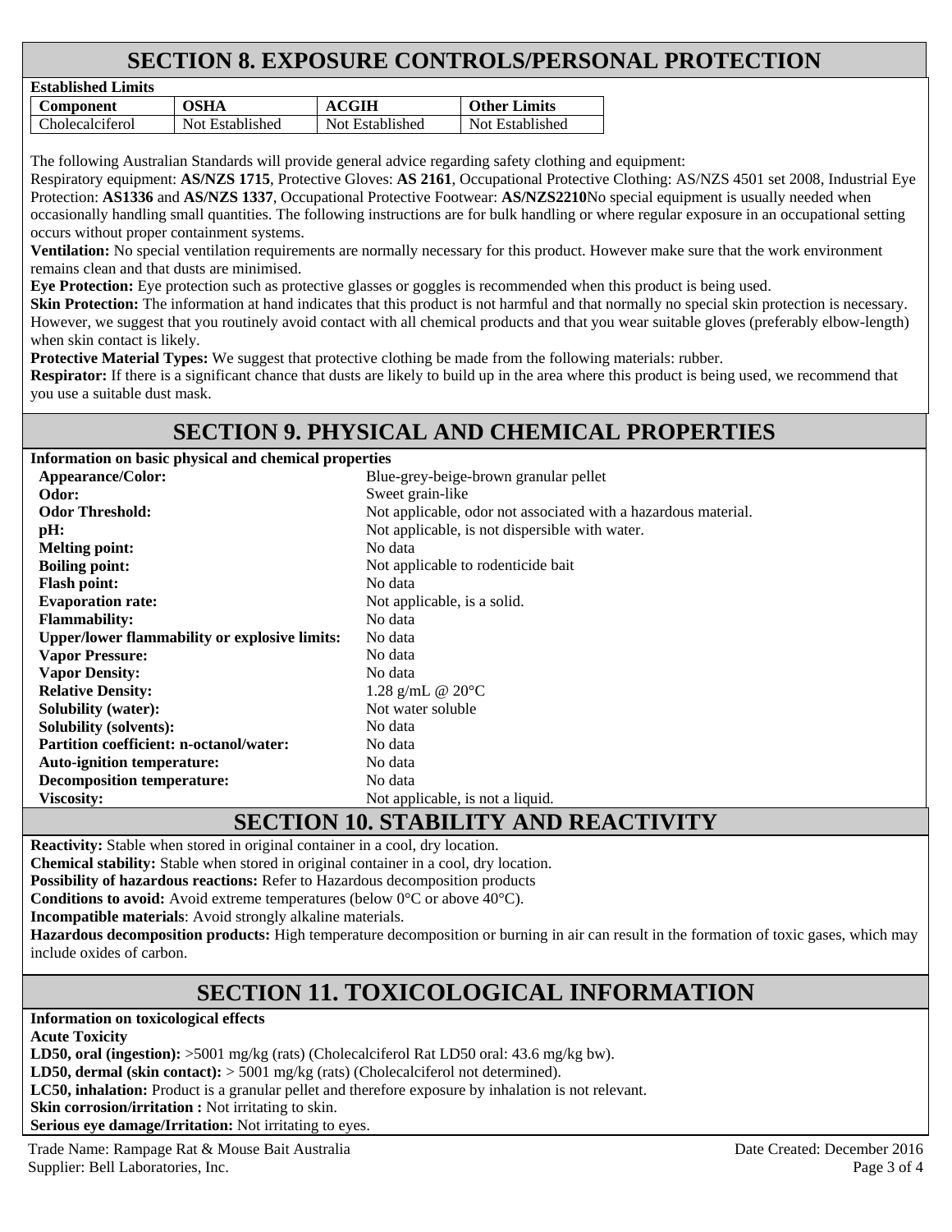# SECTION 8. EXPOSURE CONTROLS/PERSONAL PROTECTION

**Established Limits**

| Component | OSHA | ACGIH | Other Limits |
| --- | --- | --- | --- |
| Cholecalciferol | Not Established | Not Established | Not Established |

The following Australian Standards will provide general advice regarding safety clothing and equipment:

Respiratory equipment: **AS/NZS 1715**, Protective Gloves: **AS 2161**, Occupational Protective Clothing: AS/NZS 4501 set 2008, Industrial Eye Protection: **AS1336** and **AS/NZS 1337**, Occupational Protective Footwear: **AS/NZS2210**No special equipment is usually needed when occasionally handling small quantities. The following instructions are for bulk handling or where regular exposure in an occupational setting occurs without proper containment systems.

**Ventilation:** No special ventilation requirements are normally necessary for this product. However make sure that the work environment remains clean and that dusts are minimised.

**Eye Protection:** Eye protection such as protective glasses or goggles is recommended when this product is being used.

**Skin Protection:** The information at hand indicates that this product is not harmful and that normally no special skin protection is necessary. However, we suggest that you routinely avoid contact with all chemical products and that you wear suitable gloves (preferably elbow-length) when skin contact is likely.

**Protective Material Types:** We suggest that protective clothing be made from the following materials: rubber.

**Respirator:** If there is a significant chance that dusts are likely to build up in the area where this product is being used, we recommend that you use a suitable dust mask.

# SECTION 9. PHYSICAL AND CHEMICAL PROPERTIES

**Information on basic physical and chemical properties**

| | |
| --- | --- |
| **Appearance/Color:** | Blue-grey-beige-brown granular pellet |
| **Odor:** | Sweet grain-like |
| **Odor Threshold:** | Not applicable, odor not associated with a hazardous material. |
| **pH:** | Not applicable, is not dispersible with water. |
| **Melting point:** | No data |
| **Boiling point:** | Not applicable to rodenticide bait |
| **Flash point:** | No data |
| **Evaporation rate:** | Not applicable, is a solid. |
| **Flammability:** | No data |
| **Upper/lower flammability or explosive limits:** | No data |
| **Vapor Pressure:** | No data |
| **Vapor Density:** | No data |
| **Relative Density:** | 1.28 g/mL @ 20°C |
| **Solubility (water):** | Not water soluble |
| **Solubility (solvents):** | No data |
| **Partition coefficient: n-octanol/water:** | No data |
| **Auto-ignition temperature:** | No data |
| **Decomposition temperature:** | No data |
| **Viscosity:** | Not applicable, is not a liquid. |

# SECTION 10. STABILITY AND REACTIVITY

**Reactivity:** Stable when stored in original container in a cool, dry location.

**Chemical stability:** Stable when stored in original container in a cool, dry location.

**Possibility of hazardous reactions:** Refer to Hazardous decomposition products

**Conditions to avoid:** Avoid extreme temperatures (below 0°C or above 40°C).

**Incompatible materials**: Avoid strongly alkaline materials.

**Hazardous decomposition products:** High temperature decomposition or burning in air can result in the formation of toxic gases, which may include oxides of carbon.

# SECTION 11. TOXICOLOGICAL INFORMATION

**Information on toxicological effects**

**Acute Toxicity**

**LD50, oral (ingestion):** >5001 mg/kg (rats) (Cholecalciferol Rat LD50 oral: 43.6 mg/kg bw).

**LD50, dermal (skin contact):** > 5001 mg/kg (rats) (Cholecalciferol not determined).

**LC50, inhalation:** Product is a granular pellet and therefore exposure by inhalation is not relevant.

**Skin corrosion/irritation :** Not irritating to skin.

**Serious eye damage/Irritation:** Not irritating to eyes.

Trade Name: Rampage Rat & Mouse Bait Australia
Supplier: Bell Laboratories, Inc.
Date Created: December 2016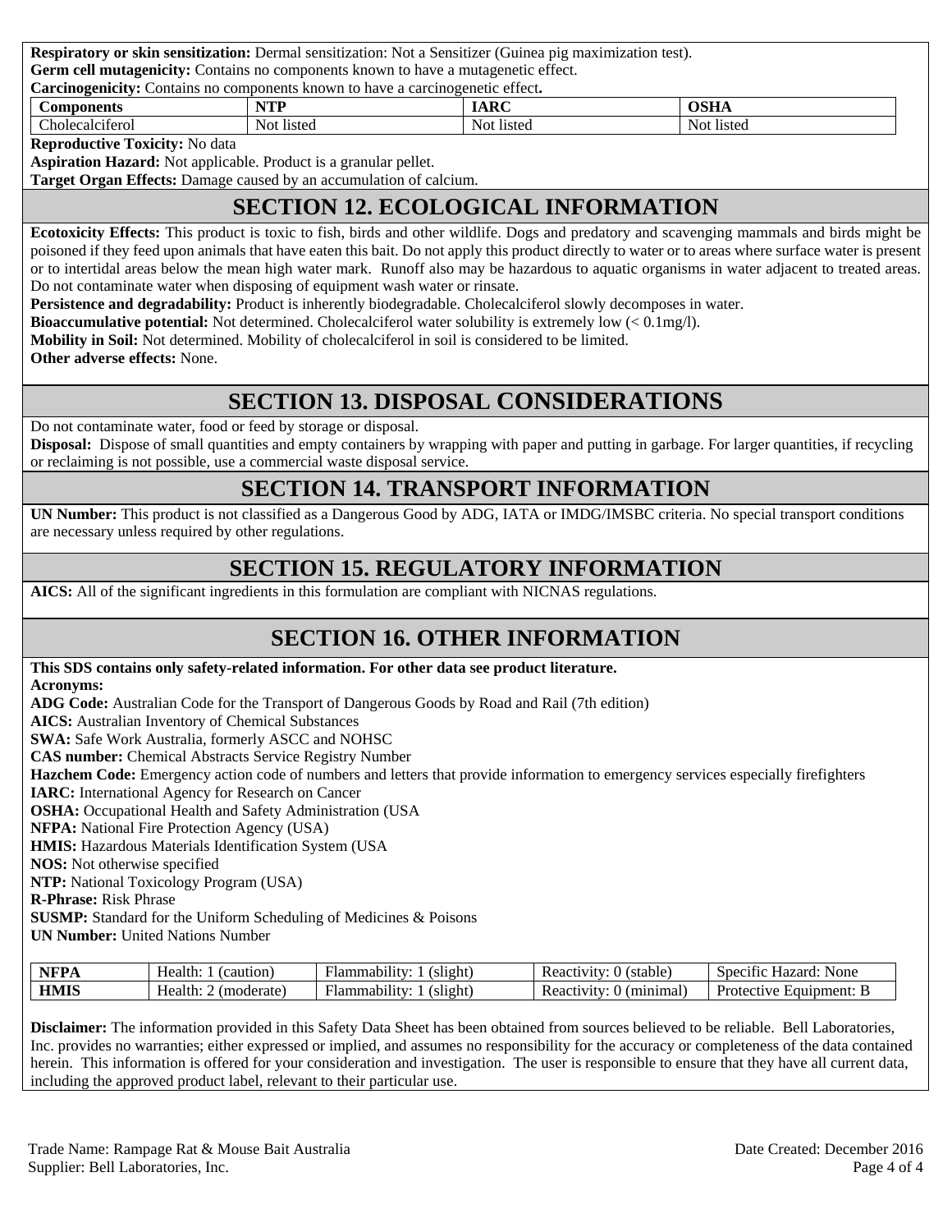**Respiratory or skin sensitization:** Dermal sensitization: Not a Sensitizer (Guinea pig maximization test).
**Germ cell mutagenicity:** Contains no components known to have a mutagenetic effect.
**Carcinogenicity:** Contains no components known to have a carcinogenetic effect**.**

| Components | NTP | IARC | OSHA |
|---|---|---|---|
| Cholecalciferol | Not listed | Not listed | Not listed |

**Reproductive Toxicity:** No data
**Aspiration Hazard:** Not applicable. Product is a granular pellet.
**Target Organ Effects:** Damage caused by an accumulation of calcium.

## SECTION 12. ECOLOGICAL INFORMATION

**Ecotoxicity Effects:** This product is toxic to fish, birds and other wildlife. Dogs and predatory and scavenging mammals and birds might be poisoned if they feed upon animals that have eaten this bait. Do not apply this product directly to water or to areas where surface water is present or to intertidal areas below the mean high water mark. Runoff also may be hazardous to aquatic organisms in water adjacent to treated areas. Do not contaminate water when disposing of equipment wash water or rinsate.
**Persistence and degradability:** Product is inherently biodegradable. Cholecalciferol slowly decomposes in water.
**Bioaccumulative potential:** Not determined. Cholecalciferol water solubility is extremely low (< 0.1mg/l).
**Mobility in Soil:** Not determined. Mobility of cholecalciferol in soil is considered to be limited.
**Other adverse effects:** None.

## SECTION 13. DISPOSAL CONSIDERATIONS

Do not contaminate water, food or feed by storage or disposal.
**Disposal:** Dispose of small quantities and empty containers by wrapping with paper and putting in garbage. For larger quantities, if recycling or reclaiming is not possible, use a commercial waste disposal service.

## SECTION 14. TRANSPORT INFORMATION

**UN Number:** This product is not classified as a Dangerous Good by ADG, IATA or IMDG/IMSBC criteria. No special transport conditions are necessary unless required by other regulations.

## SECTION 15. REGULATORY INFORMATION

**AICS:** All of the significant ingredients in this formulation are compliant with NICNAS regulations.

## SECTION 16. OTHER INFORMATION

**This SDS contains only safety-related information. For other data see product literature.**
**Acronyms:**
**ADG Code:** Australian Code for the Transport of Dangerous Goods by Road and Rail (7th edition)
**AICS:** Australian Inventory of Chemical Substances
**SWA:** Safe Work Australia, formerly ASCC and NOHSC
**CAS number:** Chemical Abstracts Service Registry Number
**Hazchem Code:** Emergency action code of numbers and letters that provide information to emergency services especially firefighters
**IARC:** International Agency for Research on Cancer
**OSHA:** Occupational Health and Safety Administration (USA
**NFPA:** National Fire Protection Agency (USA)
**HMIS:** Hazardous Materials Identification System (USA
**NOS:** Not otherwise specified
**NTP:** National Toxicology Program (USA)
**R-Phrase:** Risk Phrase
**SUSMP:** Standard for the Uniform Scheduling of Medicines & Poisons
**UN Number:** United Nations Number

| | | | | |
|---|---|---|---|---|
| **NFPA** | Health: 1 (caution) | Flammability: 1 (slight) | Reactivity: 0 (stable) | Specific Hazard: None |
| **HMIS** | Health: 2 (moderate) | Flammability: 1 (slight) | Reactivity: 0 (minimal) | Protective Equipment: B |

**Disclaimer:** The information provided in this Safety Data Sheet has been obtained from sources believed to be reliable. Bell Laboratories, Inc. provides no warranties; either expressed or implied, and assumes no responsibility for the accuracy or completeness of the data contained herein. This information is offered for your consideration and investigation. The user is responsible to ensure that they have all current data, including the approved product label, relevant to their particular use.